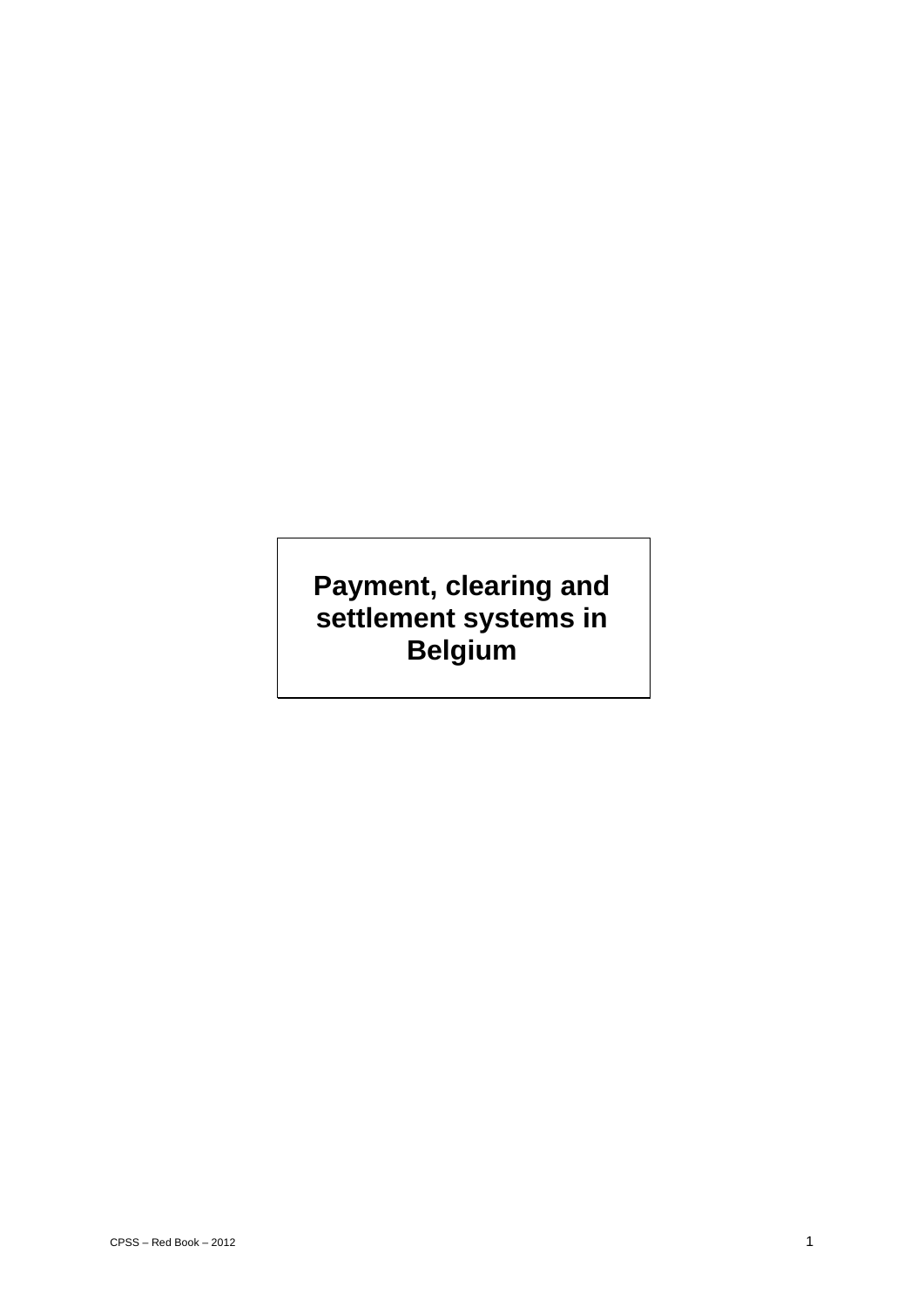# Payment, clearing and settlement systems in Belgium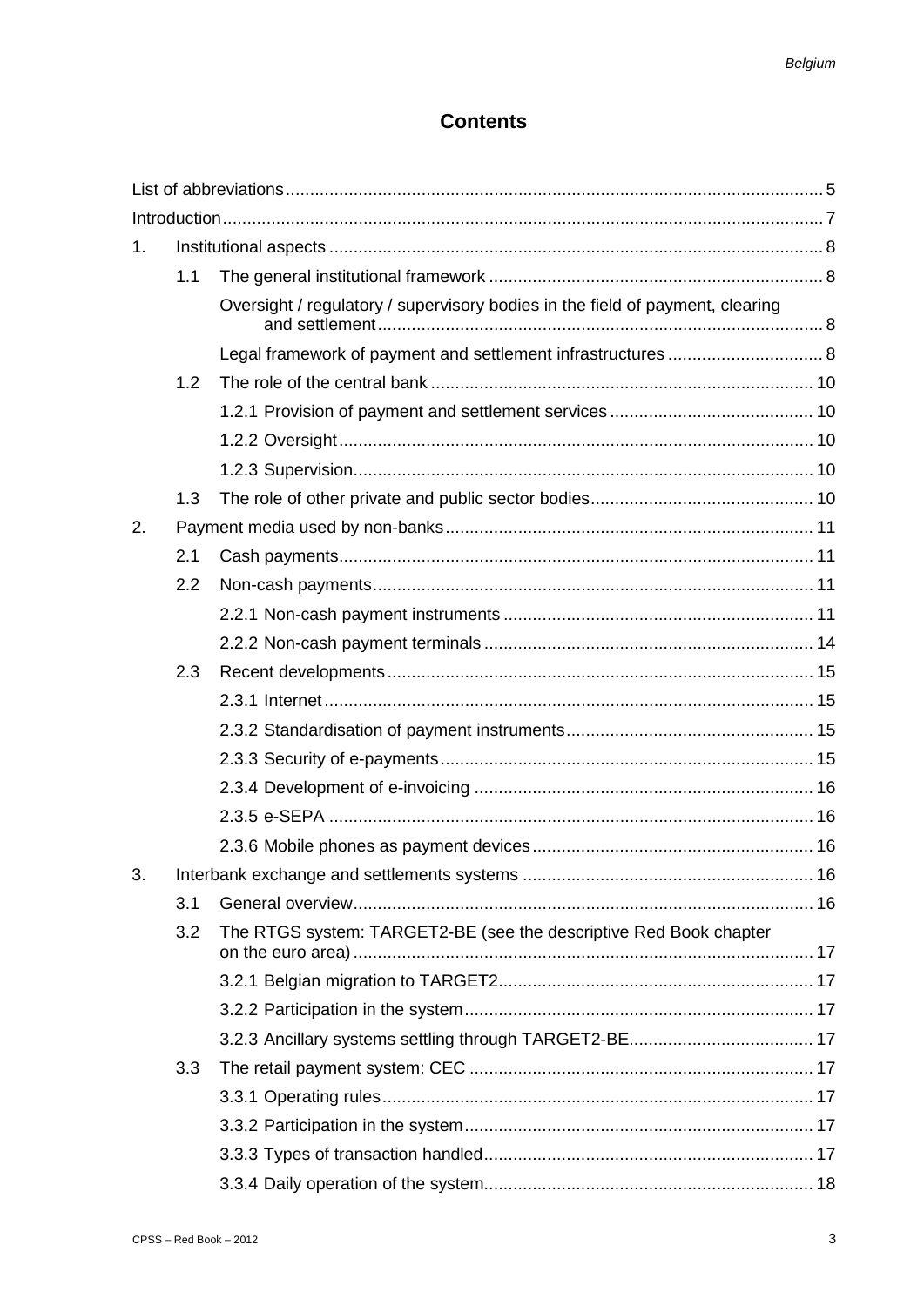# Contents

List of abbreviations .......... 5

Introduction .......... 7

1. Institutional aspects .......... 8
   - 1.1 The general institutional framework .......... 8
     - Oversight / regulatory / supervisory bodies in the field of payment, clearing and settlement .......... 8
     - Legal framework of payment and settlement infrastructures .......... 8
   - 1.2 The role of the central bank .......... 10
     - 1.2.1 Provision of payment and settlement services .......... 10
     - 1.2.2 Oversight .......... 10
     - 1.2.3 Supervision .......... 10
   - 1.3 The role of other private and public sector bodies .......... 10
2. Payment media used by non-banks .......... 11
   - 2.1 Cash payments .......... 11
   - 2.2 Non-cash payments .......... 11
     - 2.2.1 Non-cash payment instruments .......... 11
     - 2.2.2 Non-cash payment terminals .......... 14
   - 2.3 Recent developments .......... 15
     - 2.3.1 Internet .......... 15
     - 2.3.2 Standardisation of payment instruments .......... 15
     - 2.3.3 Security of e-payments .......... 15
     - 2.3.4 Development of e-invoicing .......... 16
     - 2.3.5 e-SEPA .......... 16
     - 2.3.6 Mobile phones as payment devices .......... 16
3. Interbank exchange and settlements systems .......... 16
   - 3.1 General overview .......... 16
   - 3.2 The RTGS system: TARGET2-BE (see the descriptive Red Book chapter on the euro area) .......... 17
     - 3.2.1 Belgian migration to TARGET2 .......... 17
     - 3.2.2 Participation in the system .......... 17
     - 3.2.3 Ancillary systems settling through TARGET2-BE .......... 17
   - 3.3 The retail payment system: CEC .......... 17
     - 3.3.1 Operating rules .......... 17
     - 3.3.2 Participation in the system .......... 17
     - 3.3.3 Types of transaction handled .......... 17
     - 3.3.4 Daily operation of the system .......... 18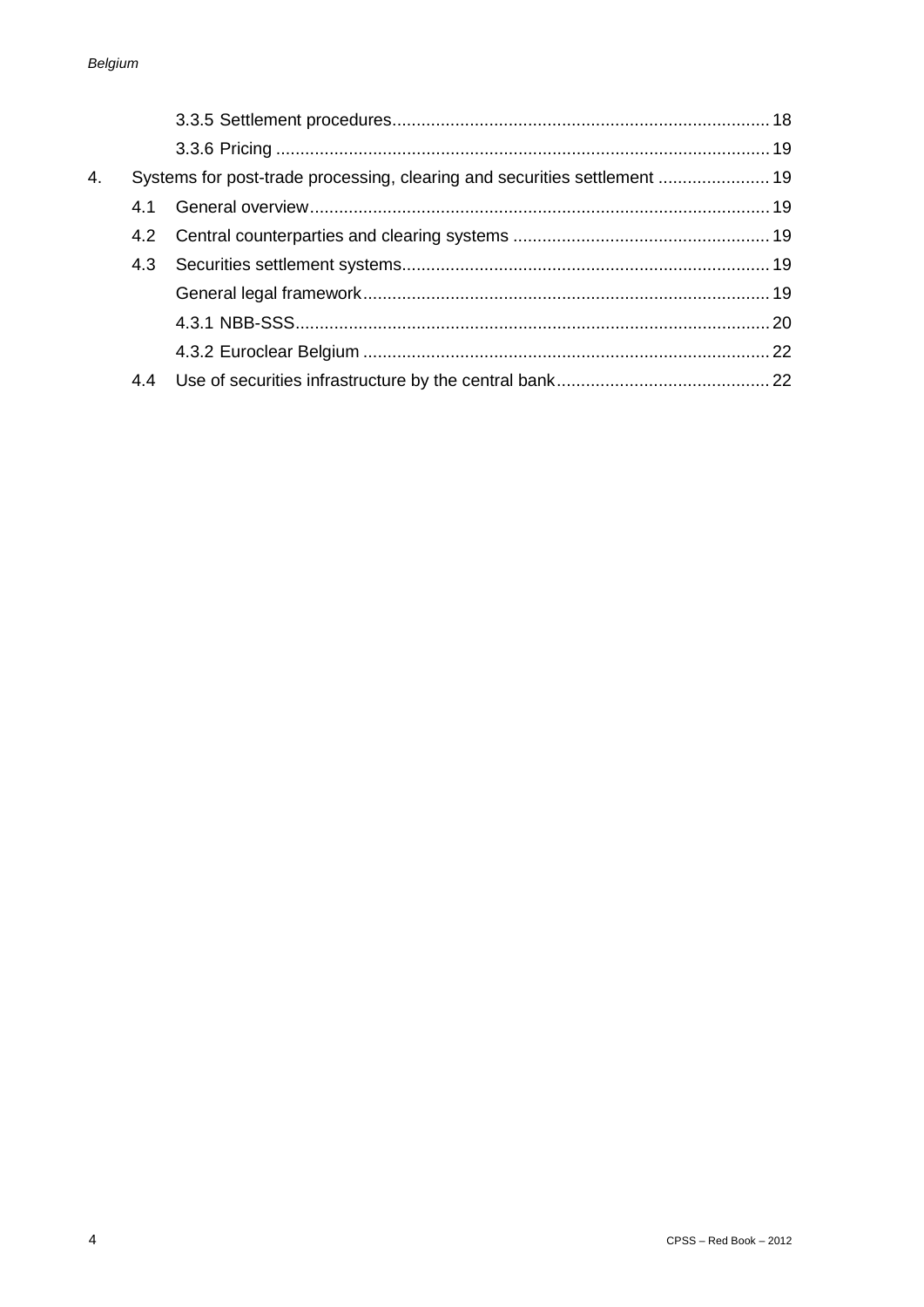3.3.5 Settlement procedures ... 18

3.3.6 Pricing ... 19

4. Systems for post-trade processing, clearing and securities settlement ... 19

4.1 General overview ... 19

4.2 Central counterparties and clearing systems ... 19

4.3 Securities settlement systems ... 19

General legal framework ... 19

4.3.1 NBB-SSS ... 20

4.3.2 Euroclear Belgium ... 22

4.4 Use of securities infrastructure by the central bank ... 22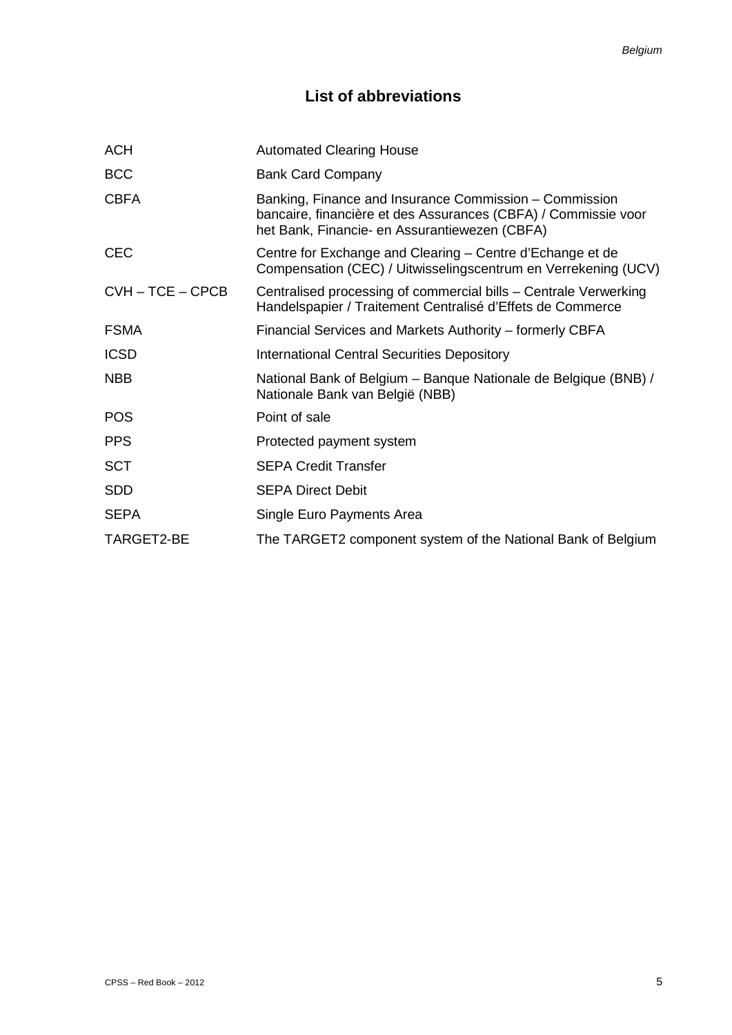## List of abbreviations

| | |
|---|---|
| ACH | Automated Clearing House |
| BCC | Bank Card Company |
| CBFA | Banking, Finance and Insurance Commission – Commission bancaire, financière et des Assurances (CBFA) / Commissie voor het Bank, Financie- en Assurantiewezen (CBFA) |
| CEC | Centre for Exchange and Clearing – Centre d'Echange et de Compensation (CEC) / Uitwisselingscentrum en Verrekening (UCV) |
| CVH – TCE – CPCB | Centralised processing of commercial bills – Centrale Verwerking Handelspapier / Traitement Centralisé d'Effets de Commerce |
| FSMA | Financial Services and Markets Authority – formerly CBFA |
| ICSD | International Central Securities Depository |
| NBB | National Bank of Belgium – Banque Nationale de Belgique (BNB) / Nationale Bank van België (NBB) |
| POS | Point of sale |
| PPS | Protected payment system |
| SCT | SEPA Credit Transfer |
| SDD | SEPA Direct Debit |
| SEPA | Single Euro Payments Area |
| TARGET2-BE | The TARGET2 component system of the National Bank of Belgium |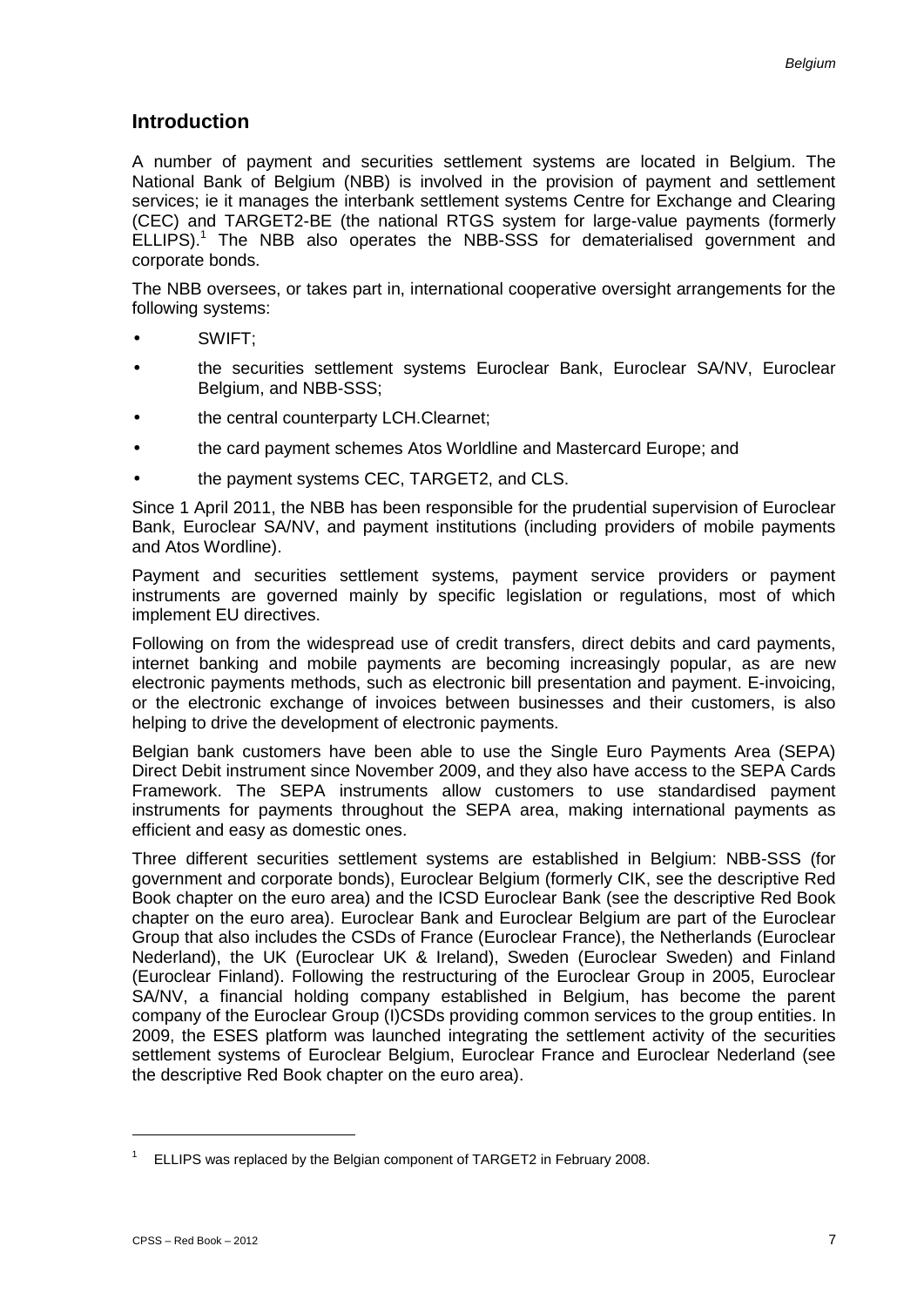## Introduction

A number of payment and securities settlement systems are located in Belgium. The National Bank of Belgium (NBB) is involved in the provision of payment and settlement services; ie it manages the interbank settlement systems Centre for Exchange and Clearing (CEC) and TARGET2-BE (the national RTGS system for large-value payments (formerly ELLIPS).[1] The NBB also operates the NBB-SSS for dematerialised government and corporate bonds.

The NBB oversees, or takes part in, international cooperative oversight arrangements for the following systems:

- SWIFT;
- the securities settlement systems Euroclear Bank, Euroclear SA/NV, Euroclear Belgium, and NBB-SSS;
- the central counterparty LCH.Clearnet;
- the card payment schemes Atos Worldline and Mastercard Europe; and
- the payment systems CEC, TARGET2, and CLS.

Since 1 April 2011, the NBB has been responsible for the prudential supervision of Euroclear Bank, Euroclear SA/NV, and payment institutions (including providers of mobile payments and Atos Wordline).

Payment and securities settlement systems, payment service providers or payment instruments are governed mainly by specific legislation or regulations, most of which implement EU directives.

Following on from the widespread use of credit transfers, direct debits and card payments, internet banking and mobile payments are becoming increasingly popular, as are new electronic payments methods, such as electronic bill presentation and payment. E-invoicing, or the electronic exchange of invoices between businesses and their customers, is also helping to drive the development of electronic payments.

Belgian bank customers have been able to use the Single Euro Payments Area (SEPA) Direct Debit instrument since November 2009, and they also have access to the SEPA Cards Framework. The SEPA instruments allow customers to use standardised payment instruments for payments throughout the SEPA area, making international payments as efficient and easy as domestic ones.

Three different securities settlement systems are established in Belgium: NBB-SSS (for government and corporate bonds), Euroclear Belgium (formerly CIK, see the descriptive Red Book chapter on the euro area) and the ICSD Euroclear Bank (see the descriptive Red Book chapter on the euro area). Euroclear Bank and Euroclear Belgium are part of the Euroclear Group that also includes the CSDs of France (Euroclear France), the Netherlands (Euroclear Nederland), the UK (Euroclear UK & Ireland), Sweden (Euroclear Sweden) and Finland (Euroclear Finland). Following the restructuring of the Euroclear Group in 2005, Euroclear SA/NV, a financial holding company established in Belgium, has become the parent company of the Euroclear Group (I)CSDs providing common services to the group entities. In 2009, the ESES platform was launched integrating the settlement activity of the securities settlement systems of Euroclear Belgium, Euroclear France and Euroclear Nederland (see the descriptive Red Book chapter on the euro area).

---

[1] ELLIPS was replaced by the Belgian component of TARGET2 in February 2008.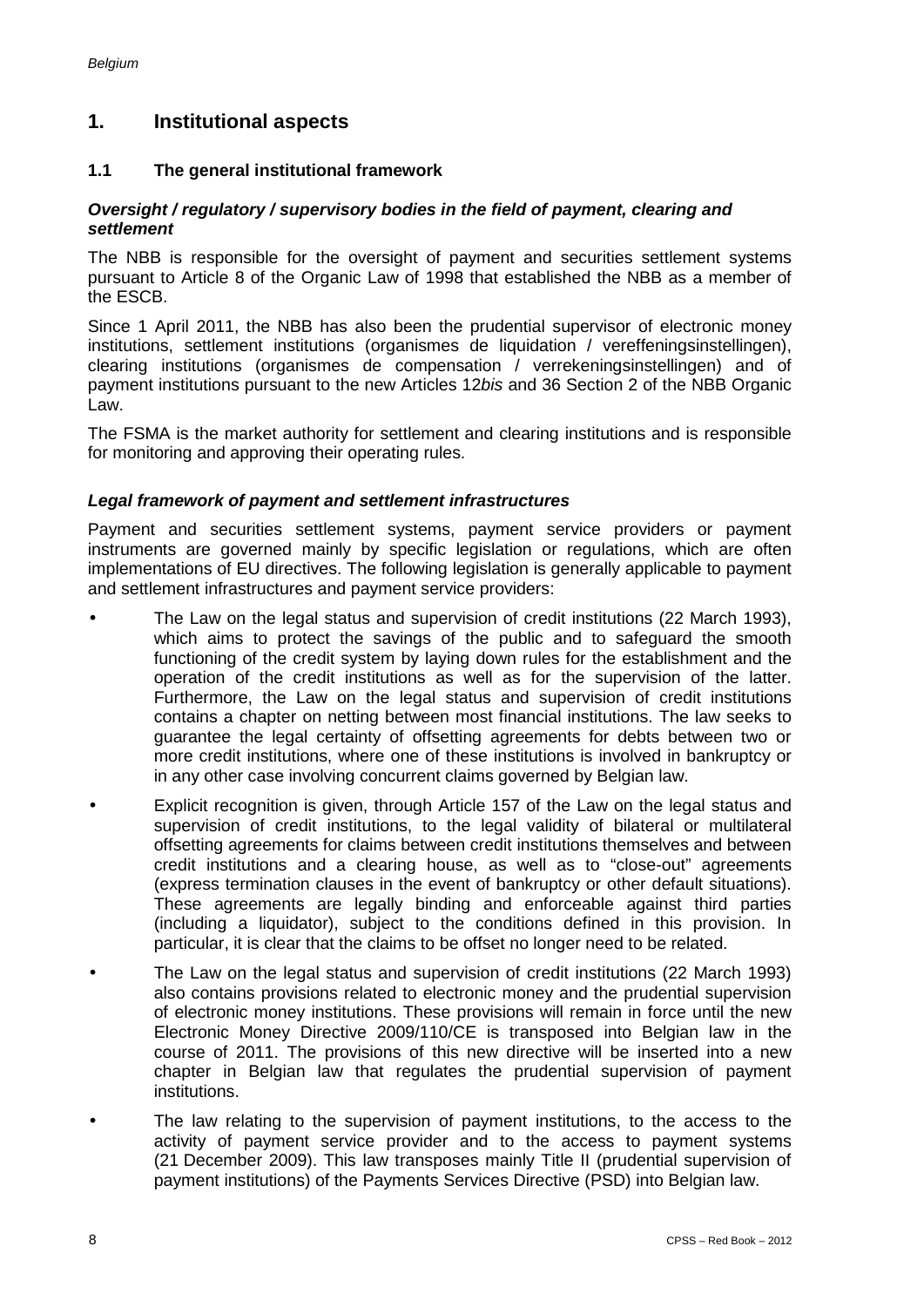# 1. Institutional aspects

## 1.1 The general institutional framework

### *Oversight / regulatory / supervisory bodies in the field of payment, clearing and settlement*

The NBB is responsible for the oversight of payment and securities settlement systems pursuant to Article 8 of the Organic Law of 1998 that established the NBB as a member of the ESCB.

Since 1 April 2011, the NBB has also been the prudential supervisor of electronic money institutions, settlement institutions (organismes de liquidation / vereffeningsinstellingen), clearing institutions (organismes de compensation / verrekeningsinstellingen) and of payment institutions pursuant to the new Articles 12*bis* and 36 Section 2 of the NBB Organic Law.

The FSMA is the market authority for settlement and clearing institutions and is responsible for monitoring and approving their operating rules.

### *Legal framework of payment and settlement infrastructures*

Payment and securities settlement systems, payment service providers or payment instruments are governed mainly by specific legislation or regulations, which are often implementations of EU directives. The following legislation is generally applicable to payment and settlement infrastructures and payment service providers:

- The Law on the legal status and supervision of credit institutions (22 March 1993), which aims to protect the savings of the public and to safeguard the smooth functioning of the credit system by laying down rules for the establishment and the operation of the credit institutions as well as for the supervision of the latter. Furthermore, the Law on the legal status and supervision of credit institutions contains a chapter on netting between most financial institutions. The law seeks to guarantee the legal certainty of offsetting agreements for debts between two or more credit institutions, where one of these institutions is involved in bankruptcy or in any other case involving concurrent claims governed by Belgian law.
- Explicit recognition is given, through Article 157 of the Law on the legal status and supervision of credit institutions, to the legal validity of bilateral or multilateral offsetting agreements for claims between credit institutions themselves and between credit institutions and a clearing house, as well as to "close-out" agreements (express termination clauses in the event of bankruptcy or other default situations). These agreements are legally binding and enforceable against third parties (including a liquidator), subject to the conditions defined in this provision. In particular, it is clear that the claims to be offset no longer need to be related.
- The Law on the legal status and supervision of credit institutions (22 March 1993) also contains provisions related to electronic money and the prudential supervision of electronic money institutions. These provisions will remain in force until the new Electronic Money Directive 2009/110/CE is transposed into Belgian law in the course of 2011. The provisions of this new directive will be inserted into a new chapter in Belgian law that regulates the prudential supervision of payment institutions.
- The law relating to the supervision of payment institutions, to the access to the activity of payment service provider and to the access to payment systems (21 December 2009). This law transposes mainly Title II (prudential supervision of payment institutions) of the Payments Services Directive (PSD) into Belgian law.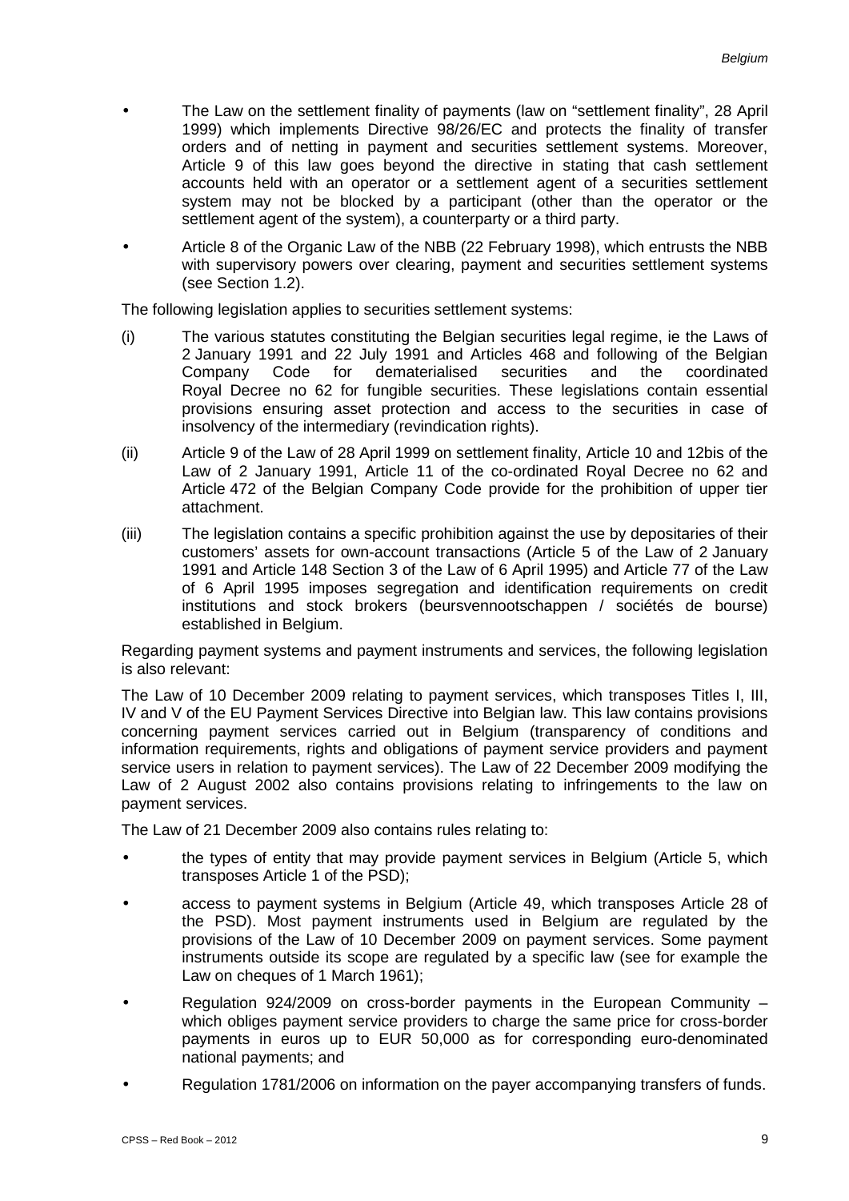- The Law on the settlement finality of payments (law on "settlement finality", 28 April 1999) which implements Directive 98/26/EC and protects the finality of transfer orders and of netting in payment and securities settlement systems. Moreover, Article 9 of this law goes beyond the directive in stating that cash settlement accounts held with an operator or a settlement agent of a securities settlement system may not be blocked by a participant (other than the operator or the settlement agent of the system), a counterparty or a third party.
- Article 8 of the Organic Law of the NBB (22 February 1998), which entrusts the NBB with supervisory powers over clearing, payment and securities settlement systems (see Section 1.2).

The following legislation applies to securities settlement systems:

(i) The various statutes constituting the Belgian securities legal regime, ie the Laws of 2 January 1991 and 22 July 1991 and Articles 468 and following of the Belgian Company Code for dematerialised securities and the coordinated Royal Decree no 62 for fungible securities. These legislations contain essential provisions ensuring asset protection and access to the securities in case of insolvency of the intermediary (revindication rights).

(ii) Article 9 of the Law of 28 April 1999 on settlement finality, Article 10 and 12bis of the Law of 2 January 1991, Article 11 of the co-ordinated Royal Decree no 62 and Article 472 of the Belgian Company Code provide for the prohibition of upper tier attachment.

(iii) The legislation contains a specific prohibition against the use by depositaries of their customers' assets for own-account transactions (Article 5 of the Law of 2 January 1991 and Article 148 Section 3 of the Law of 6 April 1995) and Article 77 of the Law of 6 April 1995 imposes segregation and identification requirements on credit institutions and stock brokers (beursvennootschappen / sociétés de bourse) established in Belgium.

Regarding payment systems and payment instruments and services, the following legislation is also relevant:

The Law of 10 December 2009 relating to payment services, which transposes Titles I, III, IV and V of the EU Payment Services Directive into Belgian law. This law contains provisions concerning payment services carried out in Belgium (transparency of conditions and information requirements, rights and obligations of payment service providers and payment service users in relation to payment services). The Law of 22 December 2009 modifying the Law of 2 August 2002 also contains provisions relating to infringements to the law on payment services.

The Law of 21 December 2009 also contains rules relating to:

- the types of entity that may provide payment services in Belgium (Article 5, which transposes Article 1 of the PSD);
- access to payment systems in Belgium (Article 49, which transposes Article 28 of the PSD). Most payment instruments used in Belgium are regulated by the provisions of the Law of 10 December 2009 on payment services. Some payment instruments outside its scope are regulated by a specific law (see for example the Law on cheques of 1 March 1961);
- Regulation 924/2009 on cross-border payments in the European Community – which obliges payment service providers to charge the same price for cross-border payments in euros up to EUR 50,000 as for corresponding euro-denominated national payments; and
- Regulation 1781/2006 on information on the payer accompanying transfers of funds.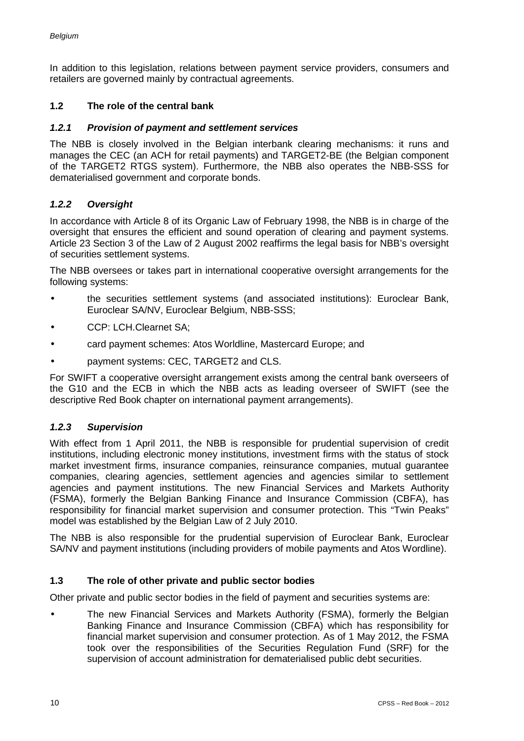In addition to this legislation, relations between payment service providers, consumers and retailers are governed mainly by contractual agreements.

## 1.2 The role of the central bank

### *1.2.1 Provision of payment and settlement services*

The NBB is closely involved in the Belgian interbank clearing mechanisms: it runs and manages the CEC (an ACH for retail payments) and TARGET2-BE (the Belgian component of the TARGET2 RTGS system). Furthermore, the NBB also operates the NBB-SSS for dematerialised government and corporate bonds.

### *1.2.2 Oversight*

In accordance with Article 8 of its Organic Law of February 1998, the NBB is in charge of the oversight that ensures the efficient and sound operation of clearing and payment systems. Article 23 Section 3 of the Law of 2 August 2002 reaffirms the legal basis for NBB's oversight of securities settlement systems.

The NBB oversees or takes part in international cooperative oversight arrangements for the following systems:

- the securities settlement systems (and associated institutions): Euroclear Bank, Euroclear SA/NV, Euroclear Belgium, NBB-SSS;
- CCP: LCH.Clearnet SA;
- card payment schemes: Atos Worldline, Mastercard Europe; and
- payment systems: CEC, TARGET2 and CLS.

For SWIFT a cooperative oversight arrangement exists among the central bank overseers of the G10 and the ECB in which the NBB acts as leading overseer of SWIFT (see the descriptive Red Book chapter on international payment arrangements).

### *1.2.3 Supervision*

With effect from 1 April 2011, the NBB is responsible for prudential supervision of credit institutions, including electronic money institutions, investment firms with the status of stock market investment firms, insurance companies, reinsurance companies, mutual guarantee companies, clearing agencies, settlement agencies and agencies similar to settlement agencies and payment institutions. The new Financial Services and Markets Authority (FSMA), formerly the Belgian Banking Finance and Insurance Commission (CBFA), has responsibility for financial market supervision and consumer protection. This "Twin Peaks" model was established by the Belgian Law of 2 July 2010.

The NBB is also responsible for the prudential supervision of Euroclear Bank, Euroclear SA/NV and payment institutions (including providers of mobile payments and Atos Wordline).

## 1.3 The role of other private and public sector bodies

Other private and public sector bodies in the field of payment and securities systems are:

- The new Financial Services and Markets Authority (FSMA), formerly the Belgian Banking Finance and Insurance Commission (CBFA) which has responsibility for financial market supervision and consumer protection. As of 1 May 2012, the FSMA took over the responsibilities of the Securities Regulation Fund (SRF) for the supervision of account administration for dematerialised public debt securities.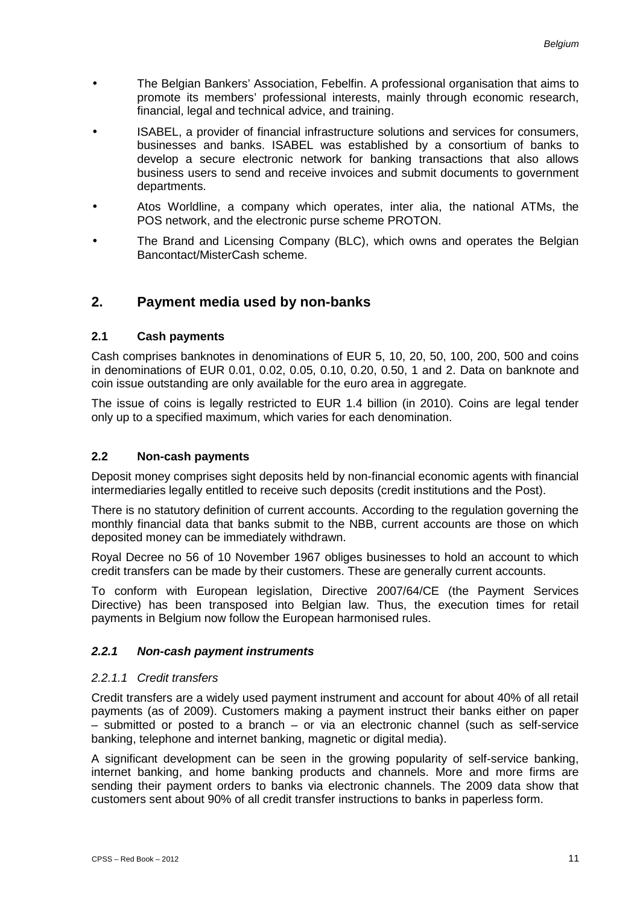- The Belgian Bankers' Association, Febelfin. A professional organisation that aims to promote its members' professional interests, mainly through economic research, financial, legal and technical advice, and training.
- ISABEL, a provider of financial infrastructure solutions and services for consumers, businesses and banks. ISABEL was established by a consortium of banks to develop a secure electronic network for banking transactions that also allows business users to send and receive invoices and submit documents to government departments.
- Atos Worldline, a company which operates, inter alia, the national ATMs, the POS network, and the electronic purse scheme PROTON.
- The Brand and Licensing Company (BLC), which owns and operates the Belgian Bancontact/MisterCash scheme.

## 2. Payment media used by non-banks

### 2.1 Cash payments

Cash comprises banknotes in denominations of EUR 5, 10, 20, 50, 100, 200, 500 and coins in denominations of EUR 0.01, 0.02, 0.05, 0.10, 0.20, 0.50, 1 and 2. Data on banknote and coin issue outstanding are only available for the euro area in aggregate.

The issue of coins is legally restricted to EUR 1.4 billion (in 2010). Coins are legal tender only up to a specified maximum, which varies for each denomination.

### 2.2 Non-cash payments

Deposit money comprises sight deposits held by non-financial economic agents with financial intermediaries legally entitled to receive such deposits (credit institutions and the Post).

There is no statutory definition of current accounts. According to the regulation governing the monthly financial data that banks submit to the NBB, current accounts are those on which deposited money can be immediately withdrawn.

Royal Decree no 56 of 10 November 1967 obliges businesses to hold an account to which credit transfers can be made by their customers. These are generally current accounts.

To conform with European legislation, Directive 2007/64/CE (the Payment Services Directive) has been transposed into Belgian law. Thus, the execution times for retail payments in Belgium now follow the European harmonised rules.

#### *2.2.1 Non-cash payment instruments*

##### *2.2.1.1 Credit transfers*

Credit transfers are a widely used payment instrument and account for about 40% of all retail payments (as of 2009). Customers making a payment instruct their banks either on paper – submitted or posted to a branch – or via an electronic channel (such as self-service banking, telephone and internet banking, magnetic or digital media).

A significant development can be seen in the growing popularity of self-service banking, internet banking, and home banking products and channels. More and more firms are sending their payment orders to banks via electronic channels. The 2009 data show that customers sent about 90% of all credit transfer instructions to banks in paperless form.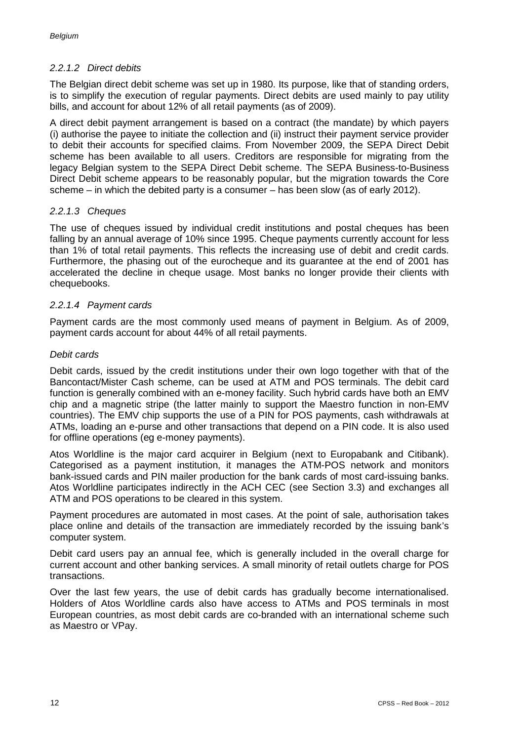#### *2.2.1.2 Direct debits*

The Belgian direct debit scheme was set up in 1980. Its purpose, like that of standing orders, is to simplify the execution of regular payments. Direct debits are used mainly to pay utility bills, and account for about 12% of all retail payments (as of 2009).

A direct debit payment arrangement is based on a contract (the mandate) by which payers (i) authorise the payee to initiate the collection and (ii) instruct their payment service provider to debit their accounts for specified claims. From November 2009, the SEPA Direct Debit scheme has been available to all users. Creditors are responsible for migrating from the legacy Belgian system to the SEPA Direct Debit scheme. The SEPA Business-to-Business Direct Debit scheme appears to be reasonably popular, but the migration towards the Core scheme – in which the debited party is a consumer – has been slow (as of early 2012).

#### *2.2.1.3 Cheques*

The use of cheques issued by individual credit institutions and postal cheques has been falling by an annual average of 10% since 1995. Cheque payments currently account for less than 1% of total retail payments. This reflects the increasing use of debit and credit cards. Furthermore, the phasing out of the eurocheque and its guarantee at the end of 2001 has accelerated the decline in cheque usage. Most banks no longer provide their clients with chequebooks.

#### *2.2.1.4 Payment cards*

Payment cards are the most commonly used means of payment in Belgium. As of 2009, payment cards account for about 44% of all retail payments.

*Debit cards*

Debit cards, issued by the credit institutions under their own logo together with that of the Bancontact/Mister Cash scheme, can be used at ATM and POS terminals. The debit card function is generally combined with an e-money facility. Such hybrid cards have both an EMV chip and a magnetic stripe (the latter mainly to support the Maestro function in non-EMV countries). The EMV chip supports the use of a PIN for POS payments, cash withdrawals at ATMs, loading an e-purse and other transactions that depend on a PIN code. It is also used for offline operations (eg e-money payments).

Atos Worldline is the major card acquirer in Belgium (next to Europabank and Citibank). Categorised as a payment institution, it manages the ATM-POS network and monitors bank-issued cards and PIN mailer production for the bank cards of most card-issuing banks. Atos Worldline participates indirectly in the ACH CEC (see Section 3.3) and exchanges all ATM and POS operations to be cleared in this system.

Payment procedures are automated in most cases. At the point of sale, authorisation takes place online and details of the transaction are immediately recorded by the issuing bank's computer system.

Debit card users pay an annual fee, which is generally included in the overall charge for current account and other banking services. A small minority of retail outlets charge for POS transactions.

Over the last few years, the use of debit cards has gradually become internationalised. Holders of Atos Worldline cards also have access to ATMs and POS terminals in most European countries, as most debit cards are co-branded with an international scheme such as Maestro or VPay.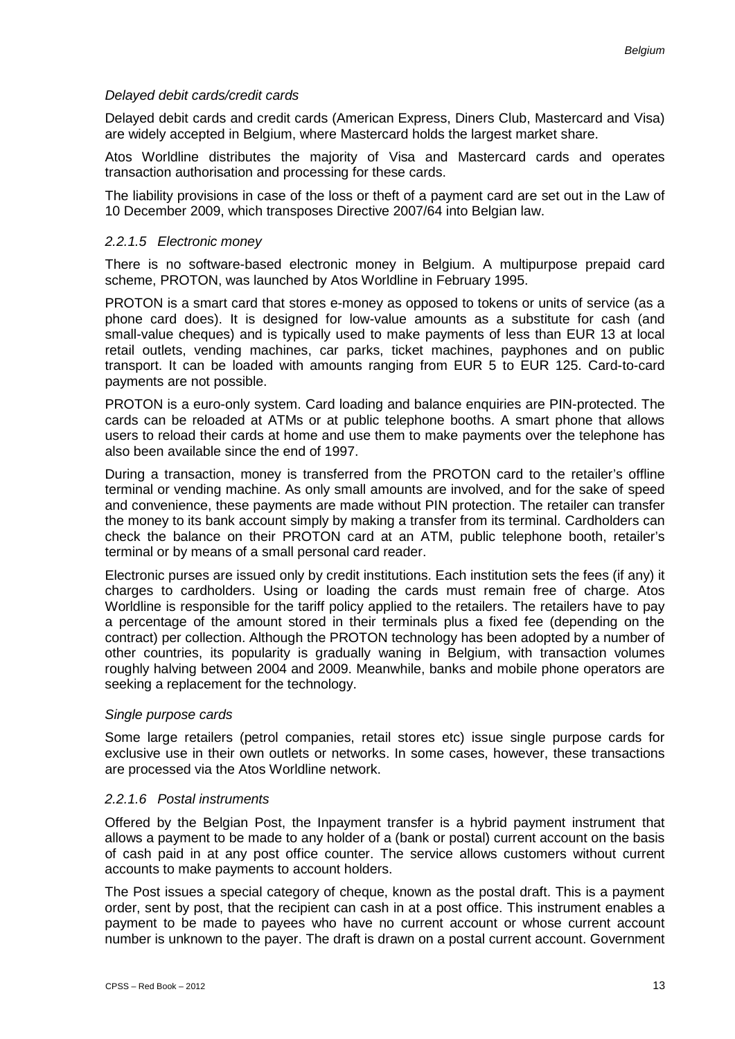*Delayed debit cards/credit cards*

Delayed debit cards and credit cards (American Express, Diners Club, Mastercard and Visa) are widely accepted in Belgium, where Mastercard holds the largest market share.

Atos Worldline distributes the majority of Visa and Mastercard cards and operates transaction authorisation and processing for these cards.

The liability provisions in case of the loss or theft of a payment card are set out in the Law of 10 December 2009, which transposes Directive 2007/64 into Belgian law.

### *2.2.1.5 Electronic money*

There is no software-based electronic money in Belgium. A multipurpose prepaid card scheme, PROTON, was launched by Atos Worldline in February 1995.

PROTON is a smart card that stores e-money as opposed to tokens or units of service (as a phone card does). It is designed for low-value amounts as a substitute for cash (and small-value cheques) and is typically used to make payments of less than EUR 13 at local retail outlets, vending machines, car parks, ticket machines, payphones and on public transport. It can be loaded with amounts ranging from EUR 5 to EUR 125. Card-to-card payments are not possible.

PROTON is a euro-only system. Card loading and balance enquiries are PIN-protected. The cards can be reloaded at ATMs or at public telephone booths. A smart phone that allows users to reload their cards at home and use them to make payments over the telephone has also been available since the end of 1997.

During a transaction, money is transferred from the PROTON card to the retailer's offline terminal or vending machine. As only small amounts are involved, and for the sake of speed and convenience, these payments are made without PIN protection. The retailer can transfer the money to its bank account simply by making a transfer from its terminal. Cardholders can check the balance on their PROTON card at an ATM, public telephone booth, retailer's terminal or by means of a small personal card reader.

Electronic purses are issued only by credit institutions. Each institution sets the fees (if any) it charges to cardholders. Using or loading the cards must remain free of charge. Atos Worldline is responsible for the tariff policy applied to the retailers. The retailers have to pay a percentage of the amount stored in their terminals plus a fixed fee (depending on the contract) per collection. Although the PROTON technology has been adopted by a number of other countries, its popularity is gradually waning in Belgium, with transaction volumes roughly halving between 2004 and 2009. Meanwhile, banks and mobile phone operators are seeking a replacement for the technology.

*Single purpose cards*

Some large retailers (petrol companies, retail stores etc) issue single purpose cards for exclusive use in their own outlets or networks. In some cases, however, these transactions are processed via the Atos Worldline network.

### *2.2.1.6 Postal instruments*

Offered by the Belgian Post, the Inpayment transfer is a hybrid payment instrument that allows a payment to be made to any holder of a (bank or postal) current account on the basis of cash paid in at any post office counter. The service allows customers without current accounts to make payments to account holders.

The Post issues a special category of cheque, known as the postal draft. This is a payment order, sent by post, that the recipient can cash in at a post office. This instrument enables a payment to be made to payees who have no current account or whose current account number is unknown to the payer. The draft is drawn on a postal current account. Government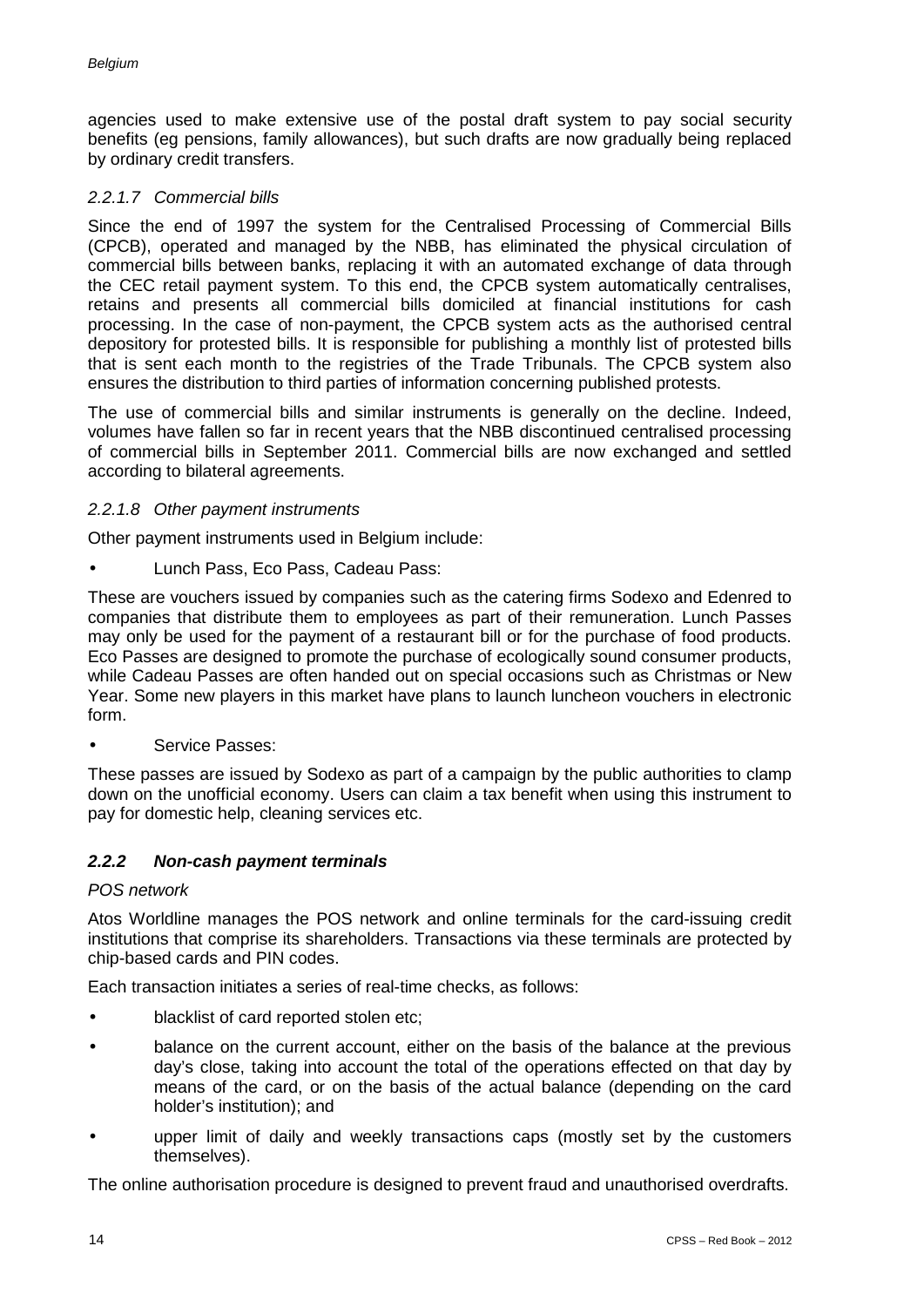agencies used to make extensive use of the postal draft system to pay social security benefits (eg pensions, family allowances), but such drafts are now gradually being replaced by ordinary credit transfers.

#### *2.2.1.7 Commercial bills*

Since the end of 1997 the system for the Centralised Processing of Commercial Bills (CPCB), operated and managed by the NBB, has eliminated the physical circulation of commercial bills between banks, replacing it with an automated exchange of data through the CEC retail payment system. To this end, the CPCB system automatically centralises, retains and presents all commercial bills domiciled at financial institutions for cash processing. In the case of non-payment, the CPCB system acts as the authorised central depository for protested bills. It is responsible for publishing a monthly list of protested bills that is sent each month to the registries of the Trade Tribunals. The CPCB system also ensures the distribution to third parties of information concerning published protests.

The use of commercial bills and similar instruments is generally on the decline. Indeed, volumes have fallen so far in recent years that the NBB discontinued centralised processing of commercial bills in September 2011. Commercial bills are now exchanged and settled according to bilateral agreements.

#### *2.2.1.8 Other payment instruments*

Other payment instruments used in Belgium include:

- Lunch Pass, Eco Pass, Cadeau Pass:

These are vouchers issued by companies such as the catering firms Sodexo and Edenred to companies that distribute them to employees as part of their remuneration. Lunch Passes may only be used for the payment of a restaurant bill or for the purchase of food products. Eco Passes are designed to promote the purchase of ecologically sound consumer products, while Cadeau Passes are often handed out on special occasions such as Christmas or New Year. Some new players in this market have plans to launch luncheon vouchers in electronic form.

- Service Passes:

These passes are issued by Sodexo as part of a campaign by the public authorities to clamp down on the unofficial economy. Users can claim a tax benefit when using this instrument to pay for domestic help, cleaning services etc.

### ***2.2.2 Non-cash payment terminals***

*POS network*

Atos Worldline manages the POS network and online terminals for the card-issuing credit institutions that comprise its shareholders. Transactions via these terminals are protected by chip-based cards and PIN codes.

Each transaction initiates a series of real-time checks, as follows:

- blacklist of card reported stolen etc;
- balance on the current account, either on the basis of the balance at the previous day's close, taking into account the total of the operations effected on that day by means of the card, or on the basis of the actual balance (depending on the card holder's institution); and
- upper limit of daily and weekly transactions caps (mostly set by the customers themselves).

The online authorisation procedure is designed to prevent fraud and unauthorised overdrafts.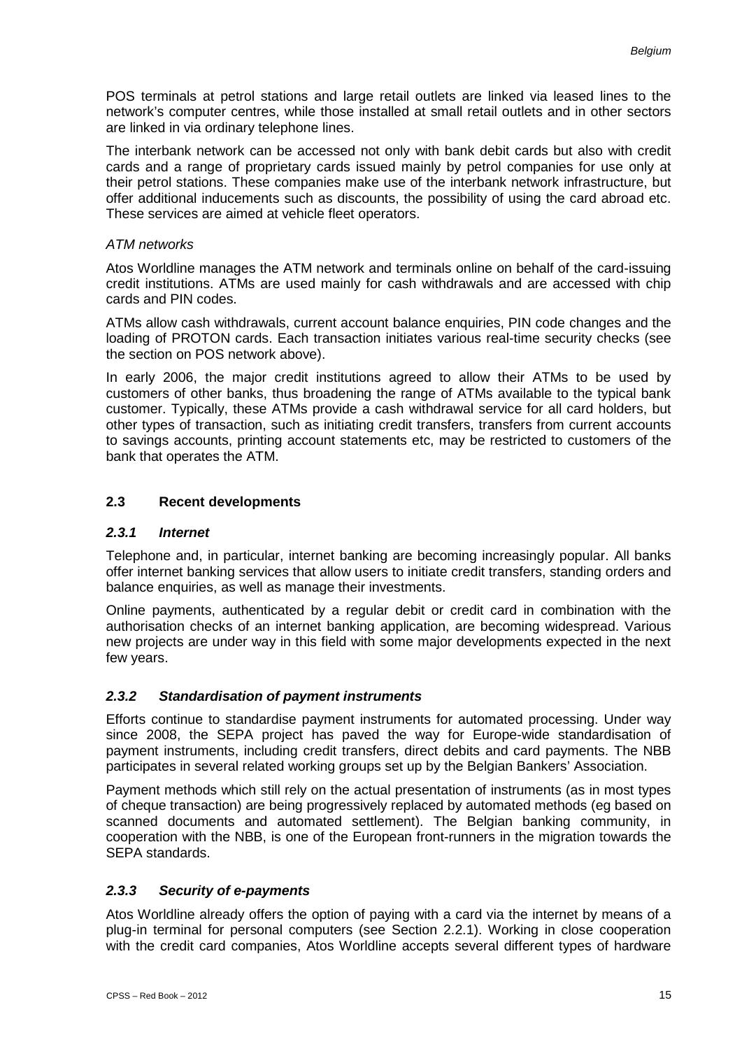POS terminals at petrol stations and large retail outlets are linked via leased lines to the network's computer centres, while those installed at small retail outlets and in other sectors are linked in via ordinary telephone lines.

The interbank network can be accessed not only with bank debit cards but also with credit cards and a range of proprietary cards issued mainly by petrol companies for use only at their petrol stations. These companies make use of the interbank network infrastructure, but offer additional inducements such as discounts, the possibility of using the card abroad etc. These services are aimed at vehicle fleet operators.

*ATM networks*

Atos Worldline manages the ATM network and terminals online on behalf of the card-issuing credit institutions. ATMs are used mainly for cash withdrawals and are accessed with chip cards and PIN codes.

ATMs allow cash withdrawals, current account balance enquiries, PIN code changes and the loading of PROTON cards. Each transaction initiates various real-time security checks (see the section on POS network above).

In early 2006, the major credit institutions agreed to allow their ATMs to be used by customers of other banks, thus broadening the range of ATMs available to the typical bank customer. Typically, these ATMs provide a cash withdrawal service for all card holders, but other types of transaction, such as initiating credit transfers, transfers from current accounts to savings accounts, printing account statements etc, may be restricted to customers of the bank that operates the ATM.

## 2.3 Recent developments

### *2.3.1 Internet*

Telephone and, in particular, internet banking are becoming increasingly popular. All banks offer internet banking services that allow users to initiate credit transfers, standing orders and balance enquiries, as well as manage their investments.

Online payments, authenticated by a regular debit or credit card in combination with the authorisation checks of an internet banking application, are becoming widespread. Various new projects are under way in this field with some major developments expected in the next few years.

### *2.3.2 Standardisation of payment instruments*

Efforts continue to standardise payment instruments for automated processing. Under way since 2008, the SEPA project has paved the way for Europe-wide standardisation of payment instruments, including credit transfers, direct debits and card payments. The NBB participates in several related working groups set up by the Belgian Bankers' Association.

Payment methods which still rely on the actual presentation of instruments (as in most types of cheque transaction) are being progressively replaced by automated methods (eg based on scanned documents and automated settlement). The Belgian banking community, in cooperation with the NBB, is one of the European front-runners in the migration towards the SEPA standards.

### *2.3.3 Security of e-payments*

Atos Worldline already offers the option of paying with a card via the internet by means of a plug-in terminal for personal computers (see Section 2.2.1). Working in close cooperation with the credit card companies, Atos Worldline accepts several different types of hardware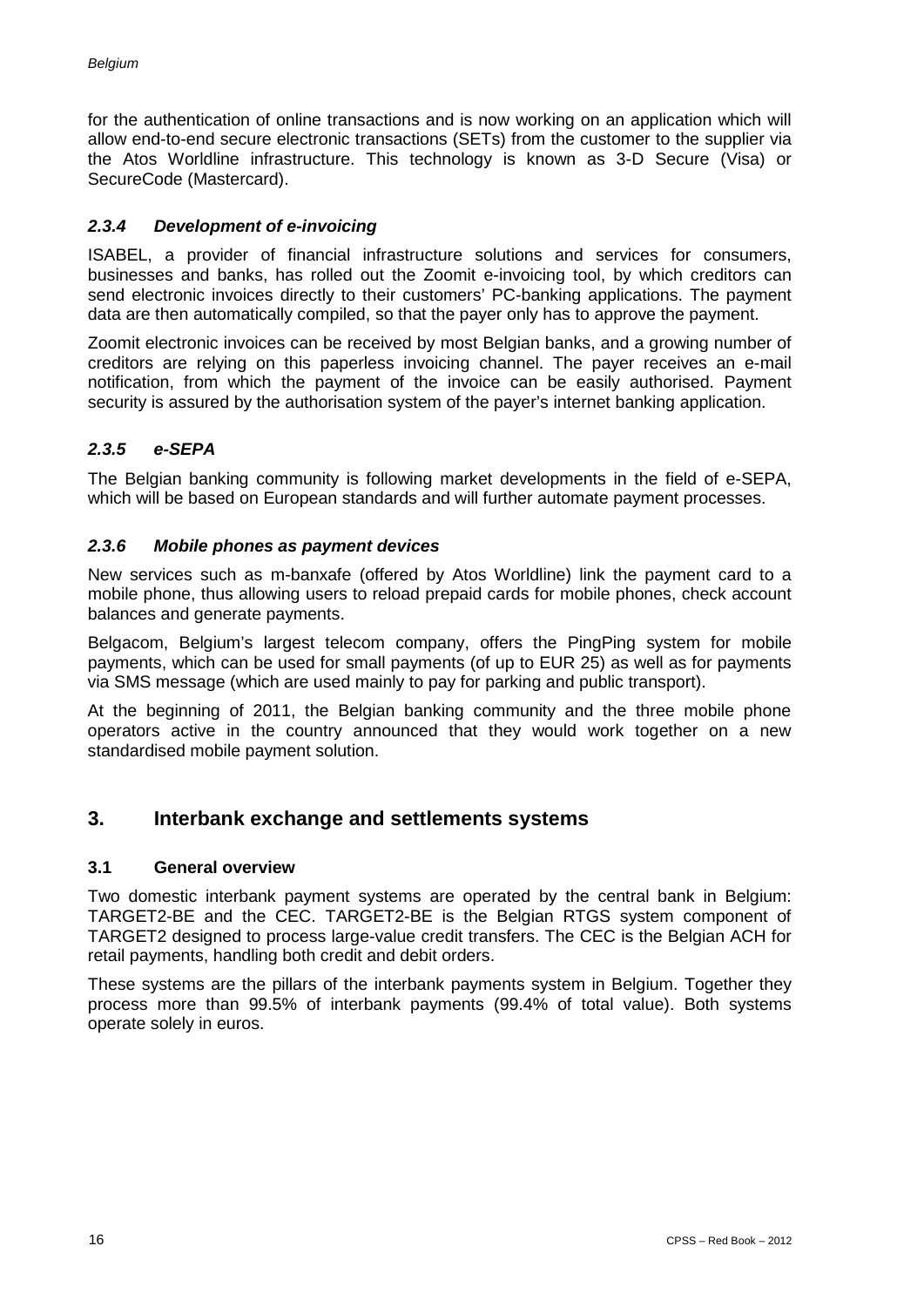for the authentication of online transactions and is now working on an application which will allow end-to-end secure electronic transactions (SETs) from the customer to the supplier via the Atos Worldline infrastructure. This technology is known as 3-D Secure (Visa) or SecureCode (Mastercard).

#### *2.3.4 Development of e-invoicing*

ISABEL, a provider of financial infrastructure solutions and services for consumers, businesses and banks, has rolled out the Zoomit e-invoicing tool, by which creditors can send electronic invoices directly to their customers' PC-banking applications. The payment data are then automatically compiled, so that the payer only has to approve the payment.

Zoomit electronic invoices can be received by most Belgian banks, and a growing number of creditors are relying on this paperless invoicing channel. The payer receives an e-mail notification, from which the payment of the invoice can be easily authorised. Payment security is assured by the authorisation system of the payer's internet banking application.

#### *2.3.5 e-SEPA*

The Belgian banking community is following market developments in the field of e-SEPA, which will be based on European standards and will further automate payment processes.

#### *2.3.6 Mobile phones as payment devices*

New services such as m-banxafe (offered by Atos Worldline) link the payment card to a mobile phone, thus allowing users to reload prepaid cards for mobile phones, check account balances and generate payments.

Belgacom, Belgium's largest telecom company, offers the PingPing system for mobile payments, which can be used for small payments (of up to EUR 25) as well as for payments via SMS message (which are used mainly to pay for parking and public transport).

At the beginning of 2011, the Belgian banking community and the three mobile phone operators active in the country announced that they would work together on a new standardised mobile payment solution.

## 3. Interbank exchange and settlements systems

### 3.1 General overview

Two domestic interbank payment systems are operated by the central bank in Belgium: TARGET2-BE and the CEC. TARGET2-BE is the Belgian RTGS system component of TARGET2 designed to process large-value credit transfers. The CEC is the Belgian ACH for retail payments, handling both credit and debit orders.

These systems are the pillars of the interbank payments system in Belgium. Together they process more than 99.5% of interbank payments (99.4% of total value). Both systems operate solely in euros.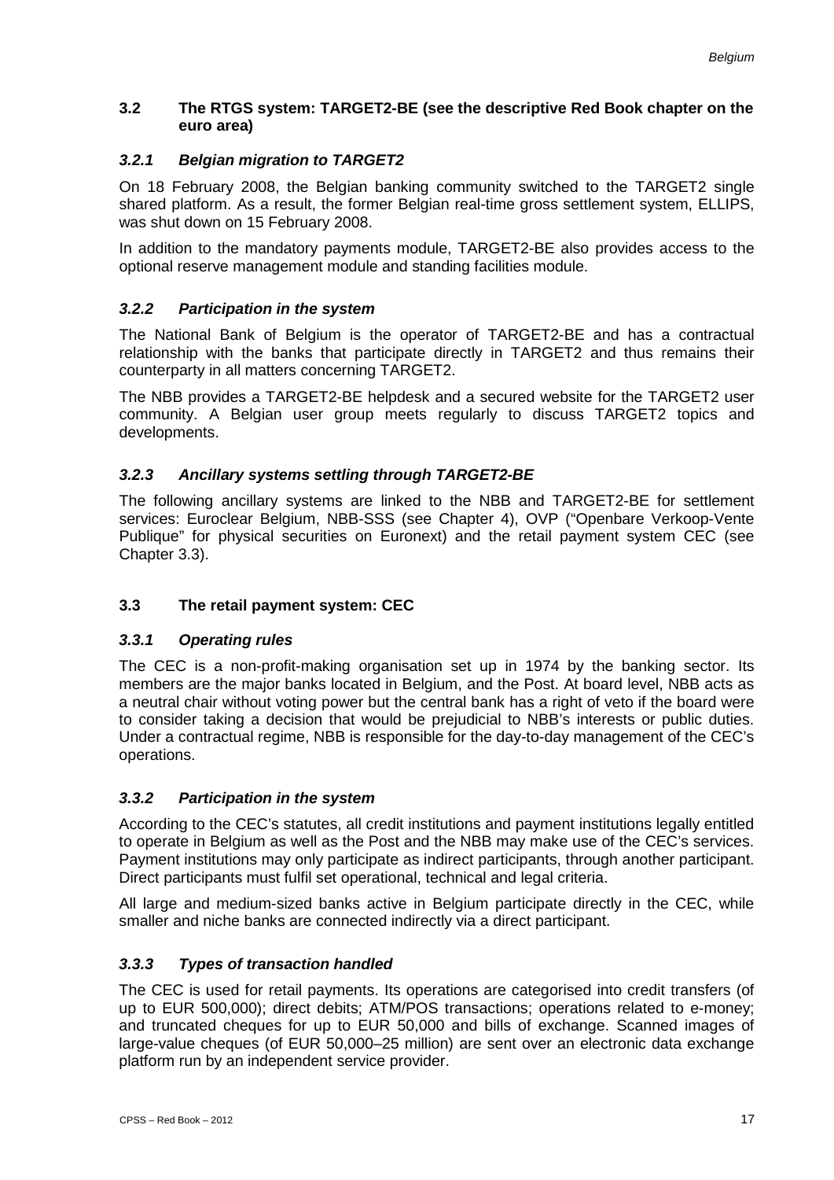### 3.2 The RTGS system: TARGET2-BE (see the descriptive Red Book chapter on the euro area)

#### *3.2.1 Belgian migration to TARGET2*

On 18 February 2008, the Belgian banking community switched to the TARGET2 single shared platform. As a result, the former Belgian real-time gross settlement system, ELLIPS, was shut down on 15 February 2008.

In addition to the mandatory payments module, TARGET2-BE also provides access to the optional reserve management module and standing facilities module.

#### *3.2.2 Participation in the system*

The National Bank of Belgium is the operator of TARGET2-BE and has a contractual relationship with the banks that participate directly in TARGET2 and thus remains their counterparty in all matters concerning TARGET2.

The NBB provides a TARGET2-BE helpdesk and a secured website for the TARGET2 user community. A Belgian user group meets regularly to discuss TARGET2 topics and developments.

#### *3.2.3 Ancillary systems settling through TARGET2-BE*

The following ancillary systems are linked to the NBB and TARGET2-BE for settlement services: Euroclear Belgium, NBB-SSS (see Chapter 4), OVP ("Openbare Verkoop-Vente Publique" for physical securities on Euronext) and the retail payment system CEC (see Chapter 3.3).

### 3.3 The retail payment system: CEC

#### *3.3.1 Operating rules*

The CEC is a non-profit-making organisation set up in 1974 by the banking sector. Its members are the major banks located in Belgium, and the Post. At board level, NBB acts as a neutral chair without voting power but the central bank has a right of veto if the board were to consider taking a decision that would be prejudicial to NBB's interests or public duties. Under a contractual regime, NBB is responsible for the day-to-day management of the CEC's operations.

#### *3.3.2 Participation in the system*

According to the CEC's statutes, all credit institutions and payment institutions legally entitled to operate in Belgium as well as the Post and the NBB may make use of the CEC's services. Payment institutions may only participate as indirect participants, through another participant. Direct participants must fulfil set operational, technical and legal criteria.

All large and medium-sized banks active in Belgium participate directly in the CEC, while smaller and niche banks are connected indirectly via a direct participant.

#### *3.3.3 Types of transaction handled*

The CEC is used for retail payments. Its operations are categorised into credit transfers (of up to EUR 500,000); direct debits; ATM/POS transactions; operations related to e-money; and truncated cheques for up to EUR 50,000 and bills of exchange. Scanned images of large-value cheques (of EUR 50,000–25 million) are sent over an electronic data exchange platform run by an independent service provider.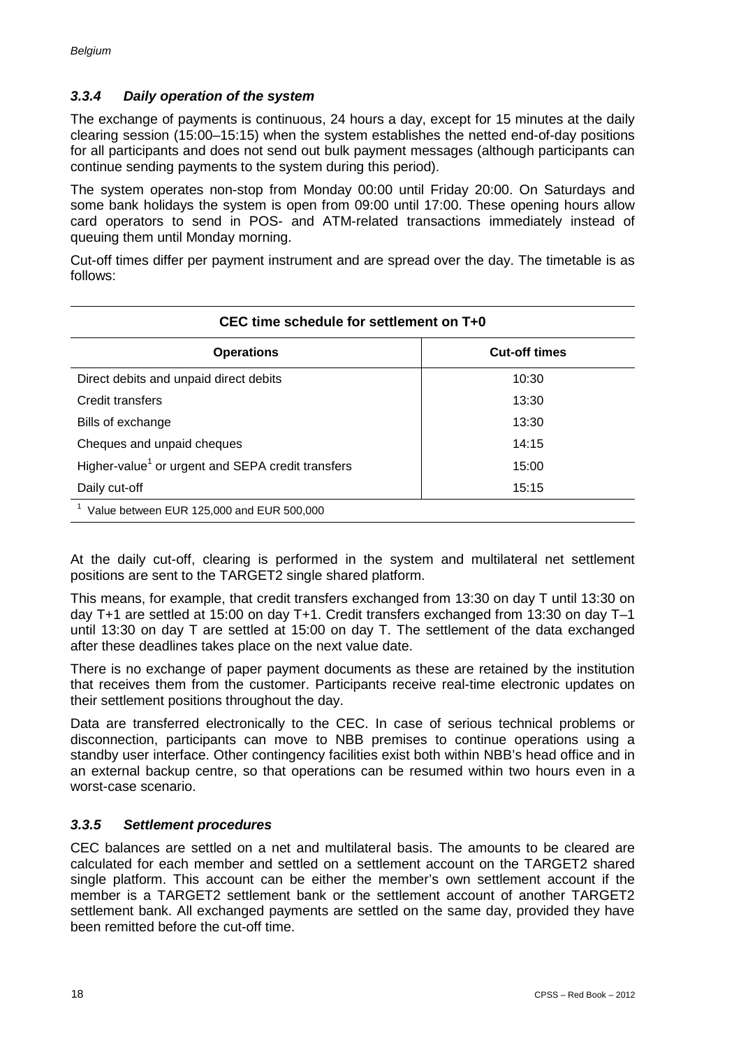### 3.3.4 Daily operation of the system

The exchange of payments is continuous, 24 hours a day, except for 15 minutes at the daily clearing session (15:00–15:15) when the system establishes the netted end-of-day positions for all participants and does not send out bulk payment messages (although participants can continue sending payments to the system during this period).

The system operates non-stop from Monday 00:00 until Friday 20:00. On Saturdays and some bank holidays the system is open from 09:00 until 17:00. These opening hours allow card operators to send in POS- and ATM-related transactions immediately instead of queuing them until Monday morning.

Cut-off times differ per payment instrument and are spread over the day. The timetable is as follows:

**CEC time schedule for settlement on T+0**

| Operations | Cut-off times |
|---|---|
| Direct debits and unpaid direct debits | 10:30 |
| Credit transfers | 13:30 |
| Bills of exchange | 13:30 |
| Cheques and unpaid cheques | 14:15 |
| Higher-value[1] or urgent and SEPA credit transfers | 15:00 |
| Daily cut-off | 15:15 |

[1] Value between EUR 125,000 and EUR 500,000

At the daily cut-off, clearing is performed in the system and multilateral net settlement positions are sent to the TARGET2 single shared platform.

This means, for example, that credit transfers exchanged from 13:30 on day T until 13:30 on day T+1 are settled at 15:00 on day T+1. Credit transfers exchanged from 13:30 on day T–1 until 13:30 on day T are settled at 15:00 on day T. The settlement of the data exchanged after these deadlines takes place on the next value date.

There is no exchange of paper payment documents as these are retained by the institution that receives them from the customer. Participants receive real-time electronic updates on their settlement positions throughout the day.

Data are transferred electronically to the CEC. In case of serious technical problems or disconnection, participants can move to NBB premises to continue operations using a standby user interface. Other contingency facilities exist both within NBB's head office and in an external backup centre, so that operations can be resumed within two hours even in a worst-case scenario.

### 3.3.5 Settlement procedures

CEC balances are settled on a net and multilateral basis. The amounts to be cleared are calculated for each member and settled on a settlement account on the TARGET2 shared single platform. This account can be either the member's own settlement account if the member is a TARGET2 settlement bank or the settlement account of another TARGET2 settlement bank. All exchanged payments are settled on the same day, provided they have been remitted before the cut-off time.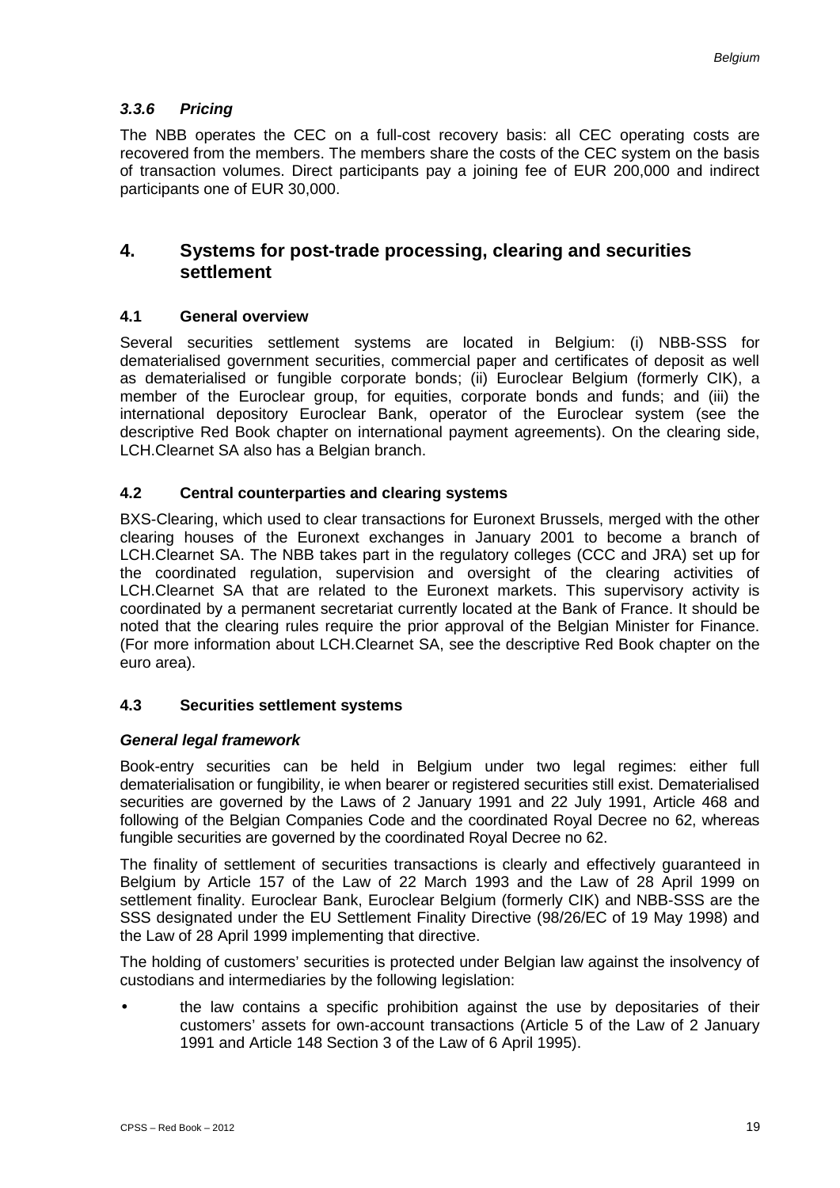### *3.3.6 Pricing*

The NBB operates the CEC on a full-cost recovery basis: all CEC operating costs are recovered from the members. The members share the costs of the CEC system on the basis of transaction volumes. Direct participants pay a joining fee of EUR 200,000 and indirect participants one of EUR 30,000.

## 4. Systems for post-trade processing, clearing and securities settlement

### 4.1 General overview

Several securities settlement systems are located in Belgium: (i) NBB-SSS for dematerialised government securities, commercial paper and certificates of deposit as well as dematerialised or fungible corporate bonds; (ii) Euroclear Belgium (formerly CIK), a member of the Euroclear group, for equities, corporate bonds and funds; and (iii) the international depository Euroclear Bank, operator of the Euroclear system (see the descriptive Red Book chapter on international payment agreements). On the clearing side, LCH.Clearnet SA also has a Belgian branch.

### 4.2 Central counterparties and clearing systems

BXS-Clearing, which used to clear transactions for Euronext Brussels, merged with the other clearing houses of the Euronext exchanges in January 2001 to become a branch of LCH.Clearnet SA. The NBB takes part in the regulatory colleges (CCC and JRA) set up for the coordinated regulation, supervision and oversight of the clearing activities of LCH.Clearnet SA that are related to the Euronext markets. This supervisory activity is coordinated by a permanent secretariat currently located at the Bank of France. It should be noted that the clearing rules require the prior approval of the Belgian Minister for Finance. (For more information about LCH.Clearnet SA, see the descriptive Red Book chapter on the euro area).

### 4.3 Securities settlement systems

#### *General legal framework*

Book-entry securities can be held in Belgium under two legal regimes: either full dematerialisation or fungibility, ie when bearer or registered securities still exist. Dematerialised securities are governed by the Laws of 2 January 1991 and 22 July 1991, Article 468 and following of the Belgian Companies Code and the coordinated Royal Decree no 62, whereas fungible securities are governed by the coordinated Royal Decree no 62.

The finality of settlement of securities transactions is clearly and effectively guaranteed in Belgium by Article 157 of the Law of 22 March 1993 and the Law of 28 April 1999 on settlement finality. Euroclear Bank, Euroclear Belgium (formerly CIK) and NBB-SSS are the SSS designated under the EU Settlement Finality Directive (98/26/EC of 19 May 1998) and the Law of 28 April 1999 implementing that directive.

The holding of customers' securities is protected under Belgian law against the insolvency of custodians and intermediaries by the following legislation:

- the law contains a specific prohibition against the use by depositaries of their customers' assets for own-account transactions (Article 5 of the Law of 2 January 1991 and Article 148 Section 3 of the Law of 6 April 1995).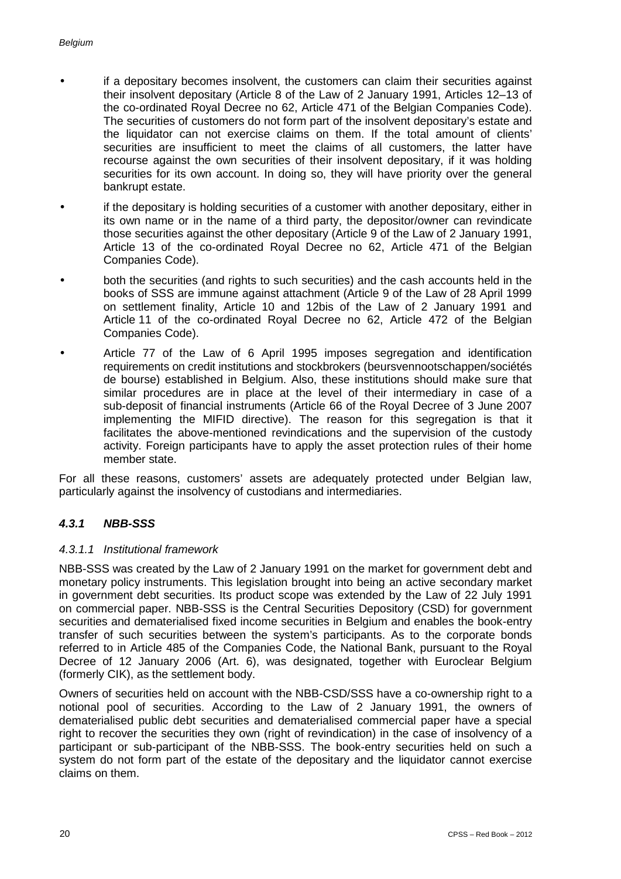- if a depositary becomes insolvent, the customers can claim their securities against their insolvent depositary (Article 8 of the Law of 2 January 1991, Articles 12–13 of the co-ordinated Royal Decree no 62, Article 471 of the Belgian Companies Code). The securities of customers do not form part of the insolvent depositary's estate and the liquidator can not exercise claims on them. If the total amount of clients' securities are insufficient to meet the claims of all customers, the latter have recourse against the own securities of their insolvent depositary, if it was holding securities for its own account. In doing so, they will have priority over the general bankrupt estate.
- if the depositary is holding securities of a customer with another depositary, either in its own name or in the name of a third party, the depositor/owner can revindicate those securities against the other depositary (Article 9 of the Law of 2 January 1991, Article 13 of the co-ordinated Royal Decree no 62, Article 471 of the Belgian Companies Code).
- both the securities (and rights to such securities) and the cash accounts held in the books of SSS are immune against attachment (Article 9 of the Law of 28 April 1999 on settlement finality, Article 10 and 12bis of the Law of 2 January 1991 and Article 11 of the co-ordinated Royal Decree no 62, Article 472 of the Belgian Companies Code).
- Article 77 of the Law of 6 April 1995 imposes segregation and identification requirements on credit institutions and stockbrokers (beursvennootschappen/sociétés de bourse) established in Belgium. Also, these institutions should make sure that similar procedures are in place at the level of their intermediary in case of a sub-deposit of financial instruments (Article 66 of the Royal Decree of 3 June 2007 implementing the MIFID directive). The reason for this segregation is that it facilitates the above-mentioned revindications and the supervision of the custody activity. Foreign participants have to apply the asset protection rules of their home member state.

For all these reasons, customers' assets are adequately protected under Belgian law, particularly against the insolvency of custodians and intermediaries.

### *4.3.1 NBB-SSS*

#### *4.3.1.1 Institutional framework*

NBB-SSS was created by the Law of 2 January 1991 on the market for government debt and monetary policy instruments. This legislation brought into being an active secondary market in government debt securities. Its product scope was extended by the Law of 22 July 1991 on commercial paper. NBB-SSS is the Central Securities Depository (CSD) for government securities and dematerialised fixed income securities in Belgium and enables the book-entry transfer of such securities between the system's participants. As to the corporate bonds referred to in Article 485 of the Companies Code, the National Bank, pursuant to the Royal Decree of 12 January 2006 (Art. 6), was designated, together with Euroclear Belgium (formerly CIK), as the settlement body.

Owners of securities held on account with the NBB-CSD/SSS have a co-ownership right to a notional pool of securities. According to the Law of 2 January 1991, the owners of dematerialised public debt securities and dematerialised commercial paper have a special right to recover the securities they own (right of revindication) in the case of insolvency of a participant or sub-participant of the NBB-SSS. The book-entry securities held on such a system do not form part of the estate of the depositary and the liquidator cannot exercise claims on them.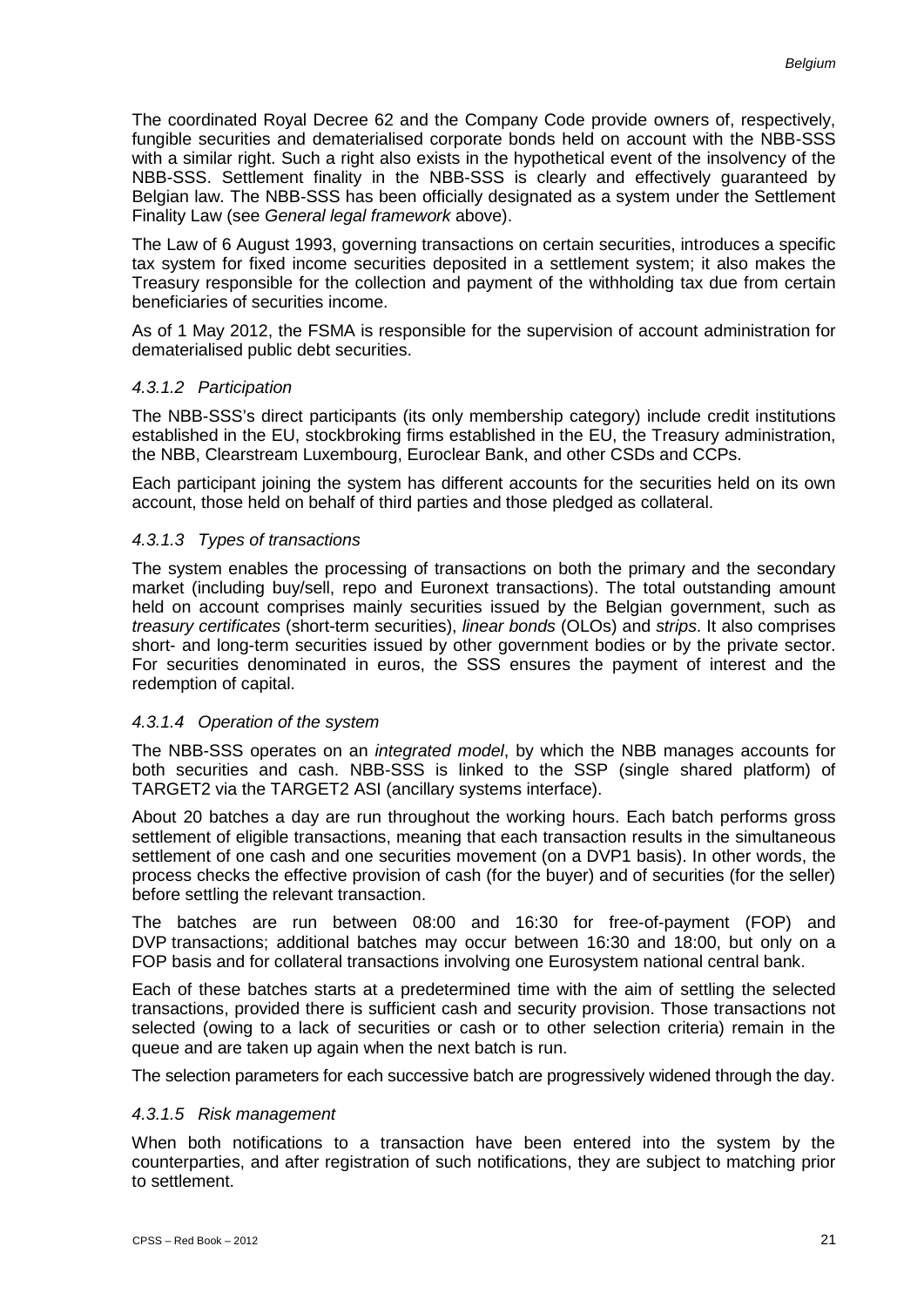The coordinated Royal Decree 62 and the Company Code provide owners of, respectively, fungible securities and dematerialised corporate bonds held on account with the NBB-SSS with a similar right. Such a right also exists in the hypothetical event of the insolvency of the NBB-SSS. Settlement finality in the NBB-SSS is clearly and effectively guaranteed by Belgian law. The NBB-SSS has been officially designated as a system under the Settlement Finality Law (see *General legal framework* above).

The Law of 6 August 1993, governing transactions on certain securities, introduces a specific tax system for fixed income securities deposited in a settlement system; it also makes the Treasury responsible for the collection and payment of the withholding tax due from certain beneficiaries of securities income.

As of 1 May 2012, the FSMA is responsible for the supervision of account administration for dematerialised public debt securities.

#### *4.3.1.2 Participation*

The NBB-SSS's direct participants (its only membership category) include credit institutions established in the EU, stockbroking firms established in the EU, the Treasury administration, the NBB, Clearstream Luxembourg, Euroclear Bank, and other CSDs and CCPs.

Each participant joining the system has different accounts for the securities held on its own account, those held on behalf of third parties and those pledged as collateral.

#### *4.3.1.3 Types of transactions*

The system enables the processing of transactions on both the primary and the secondary market (including buy/sell, repo and Euronext transactions). The total outstanding amount held on account comprises mainly securities issued by the Belgian government, such as *treasury certificates* (short-term securities), *linear bonds* (OLOs) and *strips*. It also comprises short- and long-term securities issued by other government bodies or by the private sector. For securities denominated in euros, the SSS ensures the payment of interest and the redemption of capital.

#### *4.3.1.4 Operation of the system*

The NBB-SSS operates on an *integrated model*, by which the NBB manages accounts for both securities and cash. NBB-SSS is linked to the SSP (single shared platform) of TARGET2 via the TARGET2 ASI (ancillary systems interface).

About 20 batches a day are run throughout the working hours. Each batch performs gross settlement of eligible transactions, meaning that each transaction results in the simultaneous settlement of one cash and one securities movement (on a DVP1 basis). In other words, the process checks the effective provision of cash (for the buyer) and of securities (for the seller) before settling the relevant transaction.

The batches are run between 08:00 and 16:30 for free-of-payment (FOP) and DVP transactions; additional batches may occur between 16:30 and 18:00, but only on a FOP basis and for collateral transactions involving one Eurosystem national central bank.

Each of these batches starts at a predetermined time with the aim of settling the selected transactions, provided there is sufficient cash and security provision. Those transactions not selected (owing to a lack of securities or cash or to other selection criteria) remain in the queue and are taken up again when the next batch is run.

The selection parameters for each successive batch are progressively widened through the day.

#### *4.3.1.5 Risk management*

When both notifications to a transaction have been entered into the system by the counterparties, and after registration of such notifications, they are subject to matching prior to settlement.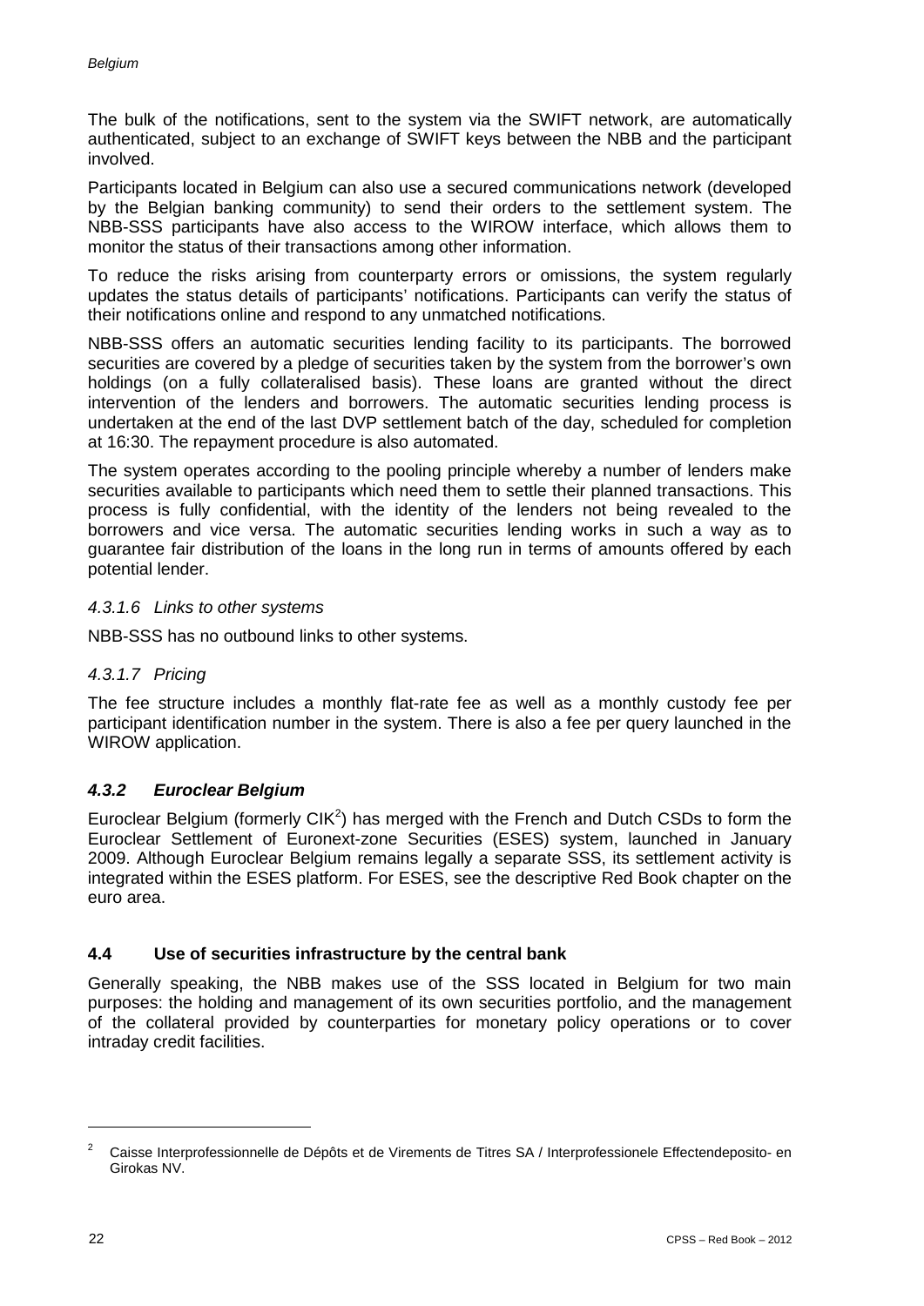The bulk of the notifications, sent to the system via the SWIFT network, are automatically authenticated, subject to an exchange of SWIFT keys between the NBB and the participant involved.

Participants located in Belgium can also use a secured communications network (developed by the Belgian banking community) to send their orders to the settlement system. The NBB-SSS participants have also access to the WIROW interface, which allows them to monitor the status of their transactions among other information.

To reduce the risks arising from counterparty errors or omissions, the system regularly updates the status details of participants' notifications. Participants can verify the status of their notifications online and respond to any unmatched notifications.

NBB-SSS offers an automatic securities lending facility to its participants. The borrowed securities are covered by a pledge of securities taken by the system from the borrower's own holdings (on a fully collateralised basis). These loans are granted without the direct intervention of the lenders and borrowers. The automatic securities lending process is undertaken at the end of the last DVP settlement batch of the day, scheduled for completion at 16:30. The repayment procedure is also automated.

The system operates according to the pooling principle whereby a number of lenders make securities available to participants which need them to settle their planned transactions. This process is fully confidential, with the identity of the lenders not being revealed to the borrowers and vice versa. The automatic securities lending works in such a way as to guarantee fair distribution of the loans in the long run in terms of amounts offered by each potential lender.

##### *4.3.1.6 Links to other systems*

NBB-SSS has no outbound links to other systems.

##### *4.3.1.7 Pricing*

The fee structure includes a monthly flat-rate fee as well as a monthly custody fee per participant identification number in the system. There is also a fee per query launched in the WIROW application.

#### *4.3.2 Euroclear Belgium*

Euroclear Belgium (formerly CIK[2]) has merged with the French and Dutch CSDs to form the Euroclear Settlement of Euronext-zone Securities (ESES) system, launched in January 2009. Although Euroclear Belgium remains legally a separate SSS, its settlement activity is integrated within the ESES platform. For ESES, see the descriptive Red Book chapter on the euro area.

### 4.4 Use of securities infrastructure by the central bank

Generally speaking, the NBB makes use of the SSS located in Belgium for two main purposes: the holding and management of its own securities portfolio, and the management of the collateral provided by counterparties for monetary policy operations or to cover intraday credit facilities.

---

[2] Caisse Interprofessionnelle de Dépôts et de Virements de Titres SA / Interprofessionele Effectendeposito- en Girokas NV.